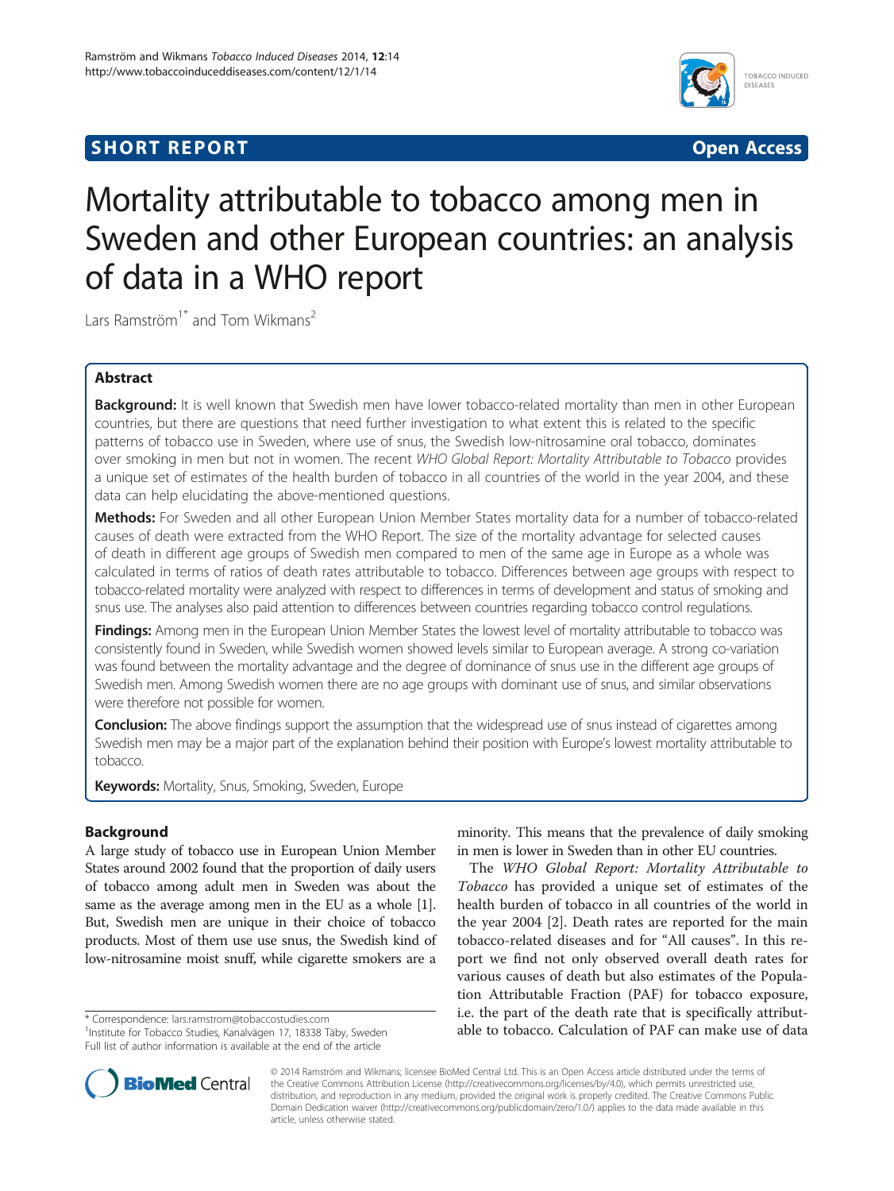**SHORT REPORT** **Open Access**

# Mortality attributable to tobacco among men in Sweden and other European countries: an analysis of data in a WHO report

Lars Ramström[1*] and Tom Wikmans[2]

## Abstract

**Background:** It is well known that Swedish men have lower tobacco-related mortality than men in other European countries, but there are questions that need further investigation to what extent this is related to the specific patterns of tobacco use in Sweden, where use of snus, the Swedish low-nitrosamine oral tobacco, dominates over smoking in men but not in women. The recent *WHO Global Report: Mortality Attributable to Tobacco* provides a unique set of estimates of the health burden of tobacco in all countries of the world in the year 2004, and these data can help elucidating the above-mentioned questions.

**Methods:** For Sweden and all other European Union Member States mortality data for a number of tobacco-related causes of death were extracted from the WHO Report. The size of the mortality advantage for selected causes of death in different age groups of Swedish men compared to men of the same age in Europe as a whole was calculated in terms of ratios of death rates attributable to tobacco. Differences between age groups with respect to tobacco-related mortality were analyzed with respect to differences in terms of development and status of smoking and snus use. The analyses also paid attention to differences between countries regarding tobacco control regulations.

**Findings:** Among men in the European Union Member States the lowest level of mortality attributable to tobacco was consistently found in Sweden, while Swedish women showed levels similar to European average. A strong co-variation was found between the mortality advantage and the degree of dominance of snus use in the different age groups of Swedish men. Among Swedish women there are no age groups with dominant use of snus, and similar observations were therefore not possible for women.

**Conclusion:** The above findings support the assumption that the widespread use of snus instead of cigarettes among Swedish men may be a major part of the explanation behind their position with Europe's lowest mortality attributable to tobacco.

**Keywords:** Mortality, Snus, Smoking, Sweden, Europe

## Background

A large study of tobacco use in European Union Member States around 2002 found that the proportion of daily users of tobacco among adult men in Sweden was about the same as the average among men in the EU as a whole [1]. But, Swedish men are unique in their choice of tobacco products. Most of them use use snus, the Swedish kind of low-nitrosamine moist snuff, while cigarette smokers are a minority. This means that the prevalence of daily smoking in men is lower in Sweden than in other EU countries.

The *WHO Global Report: Mortality Attributable to Tobacco* has provided a unique set of estimates of the health burden of tobacco in all countries of the world in the year 2004 [2]. Death rates are reported for the main tobacco-related diseases and for "All causes". In this report we find not only observed overall death rates for various causes of death but also estimates of the Population Attributable Fraction (PAF) for tobacco exposure, i.e. the part of the death rate that is specifically attributable to tobacco. Calculation of PAF can make use of data

\* Correspondence: lars.ramstrom@tobaccostudies.com
[1]Institute for Tobacco Studies, Kanalvägen 17, 18338 Täby, Sweden
Full list of author information is available at the end of the article

© 2014 Ramström and Wikmans; licensee BioMed Central Ltd. This is an Open Access article distributed under the terms of the Creative Commons Attribution License (http://creativecommons.org/licenses/by/4.0), which permits unrestricted use, distribution, and reproduction in any medium, provided the original work is properly credited. The Creative Commons Public Domain Dedication waiver (http://creativecommons.org/publicdomain/zero/1.0/) applies to the data made available in this article, unless otherwise stated.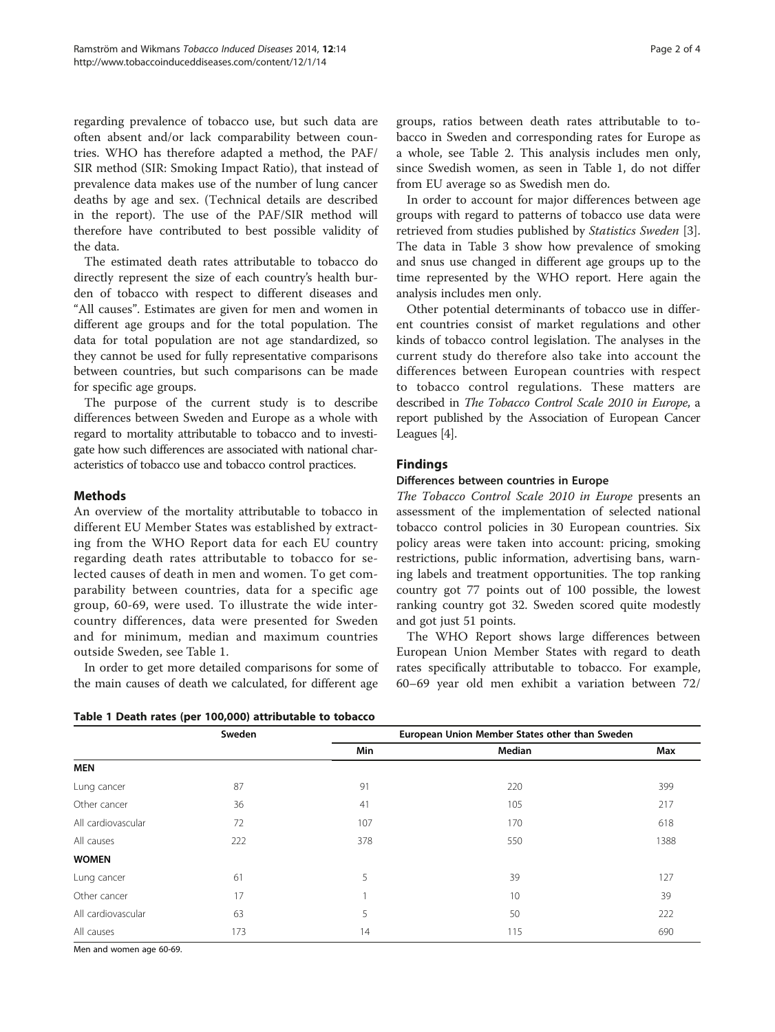regarding prevalence of tobacco use, but such data are often absent and/or lack comparability between countries. WHO has therefore adapted a method, the PAF/SIR method (SIR: Smoking Impact Ratio), that instead of prevalence data makes use of the number of lung cancer deaths by age and sex. (Technical details are described in the report). The use of the PAF/SIR method will therefore have contributed to best possible validity of the data.

The estimated death rates attributable to tobacco do directly represent the size of each country's health burden of tobacco with respect to different diseases and "All causes". Estimates are given for men and women in different age groups and for the total population. The data for total population are not age standardized, so they cannot be used for fully representative comparisons between countries, but such comparisons can be made for specific age groups.

The purpose of the current study is to describe differences between Sweden and Europe as a whole with regard to mortality attributable to tobacco and to investigate how such differences are associated with national characteristics of tobacco use and tobacco control practices.

## Methods

An overview of the mortality attributable to tobacco in different EU Member States was established by extracting from the WHO Report data for each EU country regarding death rates attributable to tobacco for selected causes of death in men and women. To get comparability between countries, data for a specific age group, 60-69, were used. To illustrate the wide intercountry differences, data were presented for Sweden and for minimum, median and maximum countries outside Sweden, see Table 1.

In order to get more detailed comparisons for some of the main causes of death we calculated, for different age groups, ratios between death rates attributable to tobacco in Sweden and corresponding rates for Europe as a whole, see Table 2. This analysis includes men only, since Swedish women, as seen in Table 1, do not differ from EU average so as Swedish men do.

In order to account for major differences between age groups with regard to patterns of tobacco use data were retrieved from studies published by *Statistics Sweden* [3]. The data in Table 3 show how prevalence of smoking and snus use changed in different age groups up to the time represented by the WHO report. Here again the analysis includes men only.

Other potential determinants of tobacco use in different countries consist of market regulations and other kinds of tobacco control legislation. The analyses in the current study do therefore also take into account the differences between European countries with respect to tobacco control regulations. These matters are described in *The Tobacco Control Scale 2010 in Europe*, a report published by the Association of European Cancer Leagues [4].

## Findings

### Differences between countries in Europe

*The Tobacco Control Scale 2010 in Europe* presents an assessment of the implementation of selected national tobacco control policies in 30 European countries. Six policy areas were taken into account: pricing, smoking restrictions, public information, advertising bans, warning labels and treatment opportunities. The top ranking country got 77 points out of 100 possible, the lowest ranking country got 32. Sweden scored quite modestly and got just 51 points.

The WHO Report shows large differences between European Union Member States with regard to death rates specifically attributable to tobacco. For example, 60–69 year old men exhibit a variation between 72/

**Table 1 Death rates (per 100,000) attributable to tobacco**

| | Sweden | European Union Member States other than Sweden | | |
|---|---|---|---|---|
| | | Min | Median | Max |
| **MEN** | | | | |
| Lung cancer | 87 | 91 | 220 | 399 |
| Other cancer | 36 | 41 | 105 | 217 |
| All cardiovascular | 72 | 107 | 170 | 618 |
| All causes | 222 | 378 | 550 | 1388 |
| **WOMEN** | | | | |
| Lung cancer | 61 | 5 | 39 | 127 |
| Other cancer | 17 | 1 | 10 | 39 |
| All cardiovascular | 63 | 5 | 50 | 222 |
| All causes | 173 | 14 | 115 | 690 |

Men and women age 60-69.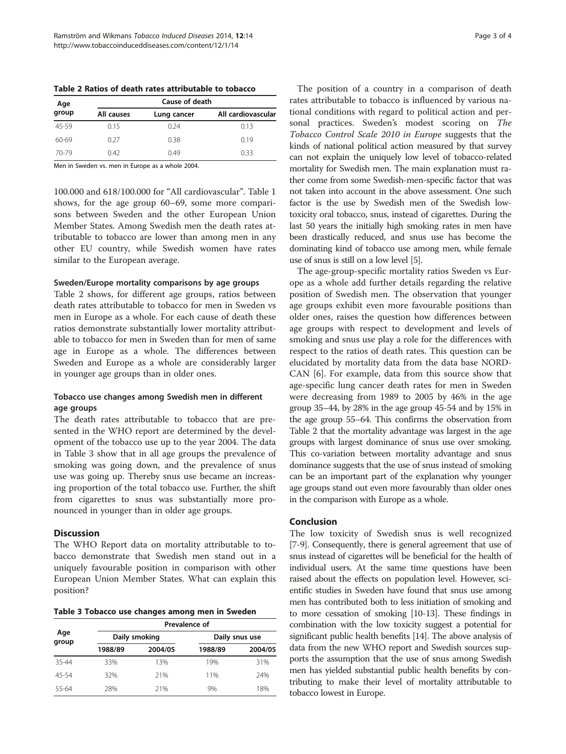**Table 2 Ratios of death rates attributable to tobacco**

| Age group | Cause of death | | |
|---|---|---|---|
| | All causes | Lung cancer | All cardiovascular |
| 45-59 | 0.15 | 0.24 | 0.13 |
| 60-69 | 0.27 | 0.38 | 0.19 |
| 70-79 | 0.42 | 0.49 | 0.33 |

Men in Sweden vs. men in Europe as a whole 2004.

100.000 and 618/100.000 for "All cardiovascular". Table 1 shows, for the age group 60–69, some more comparisons between Sweden and the other European Union Member States. Among Swedish men the death rates attributable to tobacco are lower than among men in any other EU country, while Swedish women have rates similar to the European average.

#### Sweden/Europe mortality comparisons by age groups

Table 2 shows, for different age groups, ratios between death rates attributable to tobacco for men in Sweden vs men in Europe as a whole. For each cause of death these ratios demonstrate substantially lower mortality attributable to tobacco for men in Sweden than for men of same age in Europe as a whole. The differences between Sweden and Europe as a whole are considerably larger in younger age groups than in older ones.

#### Tobacco use changes among Swedish men in different age groups

The death rates attributable to tobacco that are presented in the WHO report are determined by the development of the tobacco use up to the year 2004. The data in Table 3 show that in all age groups the prevalence of smoking was going down, and the prevalence of snus use was going up. Thereby snus use became an increasing proportion of the total tobacco use. Further, the shift from cigarettes to snus was substantially more pronounced in younger than in older age groups.

## Discussion

The WHO Report data on mortality attributable to tobacco demonstrate that Swedish men stand out in a uniquely favourable position in comparison with other European Union Member States. What can explain this position?

**Table 3 Tobacco use changes among men in Sweden**

| Age group | Prevalence of | | | |
|---|---|---|---|---|
| | Daily smoking | | Daily snus use | |
| | 1988/89 | 2004/05 | 1988/89 | 2004/05 |
| 35-44 | 33% | 13% | 19% | 31% |
| 45-54 | 32% | 21% | 11% | 24% |
| 55-64 | 28% | 21% | 9% | 18% |

The position of a country in a comparison of death rates attributable to tobacco is influenced by various national conditions with regard to political action and personal practices. Sweden's modest scoring on *The Tobacco Control Scale 2010 in Europe* suggests that the kinds of national political action measured by that survey can not explain the uniquely low level of tobacco-related mortality for Swedish men. The main explanation must rather come from some Swedish-men-specific factor that was not taken into account in the above assessment. One such factor is the use by Swedish men of the Swedish low-toxicity oral tobacco, snus, instead of cigarettes. During the last 50 years the initially high smoking rates in men have been drastically reduced, and snus use has become the dominating kind of tobacco use among men, while female use of snus is still on a low level [5].

The age-group-specific mortality ratios Sweden vs Europe as a whole add further details regarding the relative position of Swedish men. The observation that younger age groups exhibit even more favourable positions than older ones, raises the question how differences between age groups with respect to development and levels of smoking and snus use play a role for the differences with respect to the ratios of death rates. This question can be elucidated by mortality data from the data base NORDCAN [6]. For example, data from this source show that age-specific lung cancer death rates for men in Sweden were decreasing from 1989 to 2005 by 46% in the age group 35–44, by 28% in the age group 45-54 and by 15% in the age group 55–64. This confirms the observation from Table 2 that the mortality advantage was largest in the age groups with largest dominance of snus use over smoking. This co-variation between mortality advantage and snus dominance suggests that the use of snus instead of smoking can be an important part of the explanation why younger age groups stand out even more favourably than older ones in the comparison with Europe as a whole.

## Conclusion

The low toxicity of Swedish snus is well recognized [7-9]. Consequently, there is general agreement that use of snus instead of cigarettes will be beneficial for the health of individual users. At the same time questions have been raised about the effects on population level. However, scientific studies in Sweden have found that snus use among men has contributed both to less initiation of smoking and to more cessation of smoking [10-13]. These findings in combination with the low toxicity suggest a potential for significant public health benefits [14]. The above analysis of data from the new WHO report and Swedish sources supports the assumption that the use of snus among Swedish men has yielded substantial public health benefits by contributing to make their level of mortality attributable to tobacco lowest in Europe.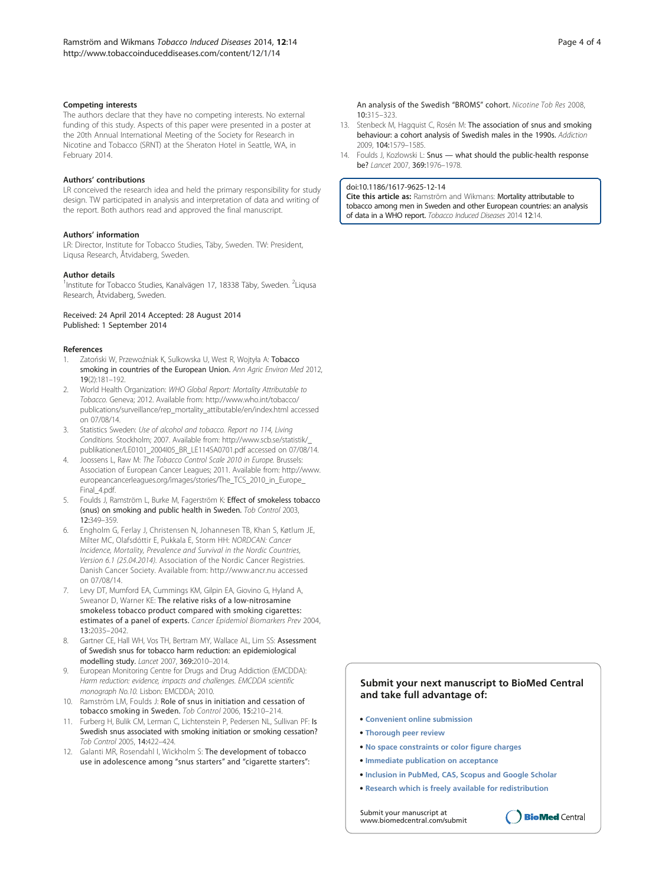### Competing interests

The authors declare that they have no competing interests. No external funding of this study. Aspects of this paper were presented in a poster at the 20th Annual International Meeting of the Society for Research in Nicotine and Tobacco (SRNT) at the Sheraton Hotel in Seattle, WA, in February 2014.

### Authors' contributions

LR conceived the research idea and held the primary responsibility for study design. TW participated in analysis and interpretation of data and writing of the report. Both authors read and approved the final manuscript.

### Authors' information

LR: Director, Institute for Tobacco Studies, Täby, Sweden. TW: President, Liqusa Research, Åtvidaberg, Sweden.

### Author details

[1]Institute for Tobacco Studies, Kanalvägen 17, 18338 Täby, Sweden. [2]Liqusa Research, Åtvidaberg, Sweden.

Received: 24 April 2014 Accepted: 28 August 2014
Published: 1 September 2014

### References

1. Zatoński W, Przewoźniak K, Sulkowska U, West R, Wojtyła A: **Tobacco smoking in countries of the European Union.** *Ann Agric Environ Med* 2012, **19**(2):181–192.
2. World Health Organization: *WHO Global Report: Mortality Attributable to Tobacco.* Geneva; 2012. Available from: http://www.who.int/tobacco/publications/surveillance/rep_mortality_attibutable/en/index.html accessed on 07/08/14.
3. Statistics Sweden: *Use of alcohol and tobacco. Report no 114, Living Conditions.* Stockholm; 2007. Available from: http://www.scb.se/statistik/_publikationer/LE0101_2004I05_BR_LE114SA0701.pdf accessed on 07/08/14.
4. Joossens L, Raw M: *The Tobacco Control Scale 2010 in Europe.* Brussels: Association of European Cancer Leagues; 2011. Available from: http://www.europeancancerleagues.org/images/stories/The_TCS_2010_in_Europe_Final_4.pdf.
5. Foulds J, Ramström L, Burke M, Fagerström K: **Effect of smokeless tobacco (snus) on smoking and public health in Sweden.** *Tob Control* 2003, **12:**349–359.
6. Engholm G, Ferlay J, Christensen N, Johannesen TB, Khan S, Køtlum JE, Milter MC, Olafsdóttir E, Pukkala E, Storm HH: *NORDCAN: Cancer Incidence, Mortality, Prevalence and Survival in the Nordic Countries, Version 6.1 (25.04.2014).* Association of the Nordic Cancer Registries. Danish Cancer Society. Available from: http://www.ancr.nu accessed on 07/08/14.
7. Levy DT, Mumford EA, Cummings KM, Gilpin EA, Giovino G, Hyland A, Sweanor D, Warner KE: **The relative risks of a low-nitrosamine smokeless tobacco product compared with smoking cigarettes: estimates of a panel of experts.** *Cancer Epidemiol Biomarkers Prev* 2004, **13:**2035–2042.
8. Gartner CE, Hall WH, Vos TH, Bertram MY, Wallace AL, Lim SS: **Assessment of Swedish snus for tobacco harm reduction: an epidemiological modelling study.** *Lancet* 2007, **369:**2010–2014.
9. European Monitoring Centre for Drugs and Drug Addiction (EMCDDA): *Harm reduction: evidence, impacts and challenges. EMCDDA scientific monograph No.10.* Lisbon: EMCDDA; 2010.
10. Ramström LM, Foulds J: **Role of snus in initiation and cessation of tobacco smoking in Sweden.** *Tob Control* 2006, **15:**210–214.
11. Furberg H, Bulik CM, Lerman C, Lichtenstein P, Pedersen NL, Sullivan PF: **Is Swedish snus associated with smoking initiation or smoking cessation?** *Tob Control* 2005, **14:**422–424.
12. Galanti MR, Rosendahl I, Wickholm S: **The development of tobacco use in adolescence among "snus starters" and "cigarette starters": An analysis of the Swedish "BROMS" cohort.** *Nicotine Tob Res* 2008, **10:**315–323.
13. Stenbeck M, Hagquist C, Rosén M: **The association of snus and smoking behaviour: a cohort analysis of Swedish males in the 1990s.** *Addiction* 2009, **104:**1579–1585.
14. Foulds J, Kozlowski L: **Snus — what should the public-health response be?** *Lancet* 2007, **369:**1976–1978.

doi:10.1186/1617-9625-12-14
**Cite this article as:** Ramström and Wikmans: **Mortality attributable to tobacco among men in Sweden and other European countries: an analysis of data in a WHO report.** *Tobacco Induced Diseases* 2014 **12**:14.

**Submit your next manuscript to BioMed Central and take full advantage of:**

- **Convenient online submission**
- **Thorough peer review**
- **No space constraints or color figure charges**
- **Immediate publication on acceptance**
- **Inclusion in PubMed, CAS, Scopus and Google Scholar**
- **Research which is freely available for redistribution**

Submit your manuscript at
www.biomedcentral.com/submit